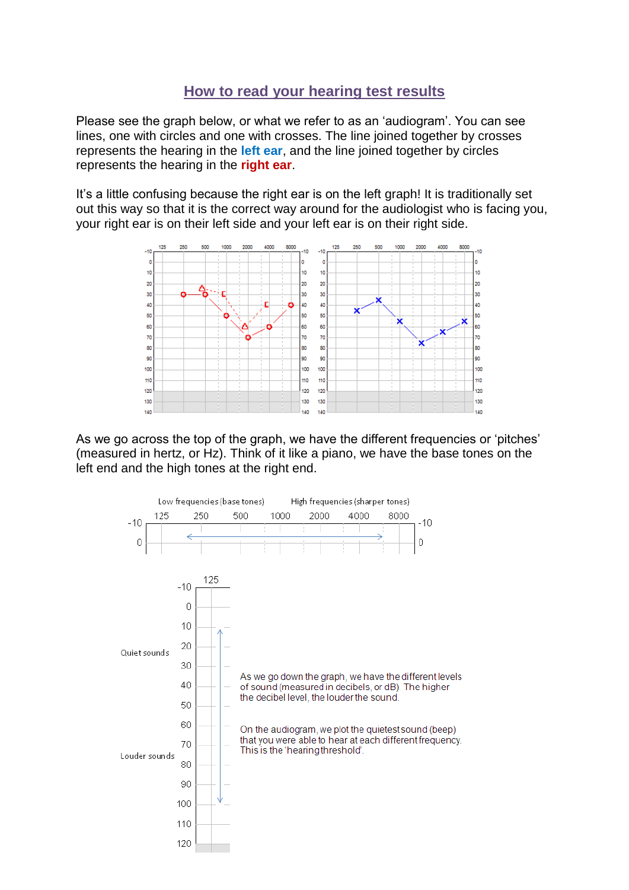# How to read your hearing test results

Please see the graph below, or what we refer to as an 'audiogram'. You can see lines, one with circles and one with crosses. The line joined together by crosses represents the hearing in the **left ear**, and the line joined together by circles represents the hearing in the **right ear**.

It's a little confusing because the right ear is on the left graph! It is traditionally set out this way so that it is the correct way around for the audiologist who is facing you, your right ear is on their left side and your left ear is on their right side.

As we go across the top of the graph, we have the different frequencies or 'pitches' (measured in hertz, or Hz). Think of it like a piano, we have the base tones on the left end and the high tones at the right end.

Low frequencies (base tones) High frequencies (sharper tones)

As we go down the graph, we have the different levels of sound (measured in decibels, or dB). The higher the decibel level, the louder the sound.

On the audiogram, we plot the quietest sound (beep) that you were able to hear at each different frequency. This is the 'hearing threshold'.

Quiet sounds

Louder sounds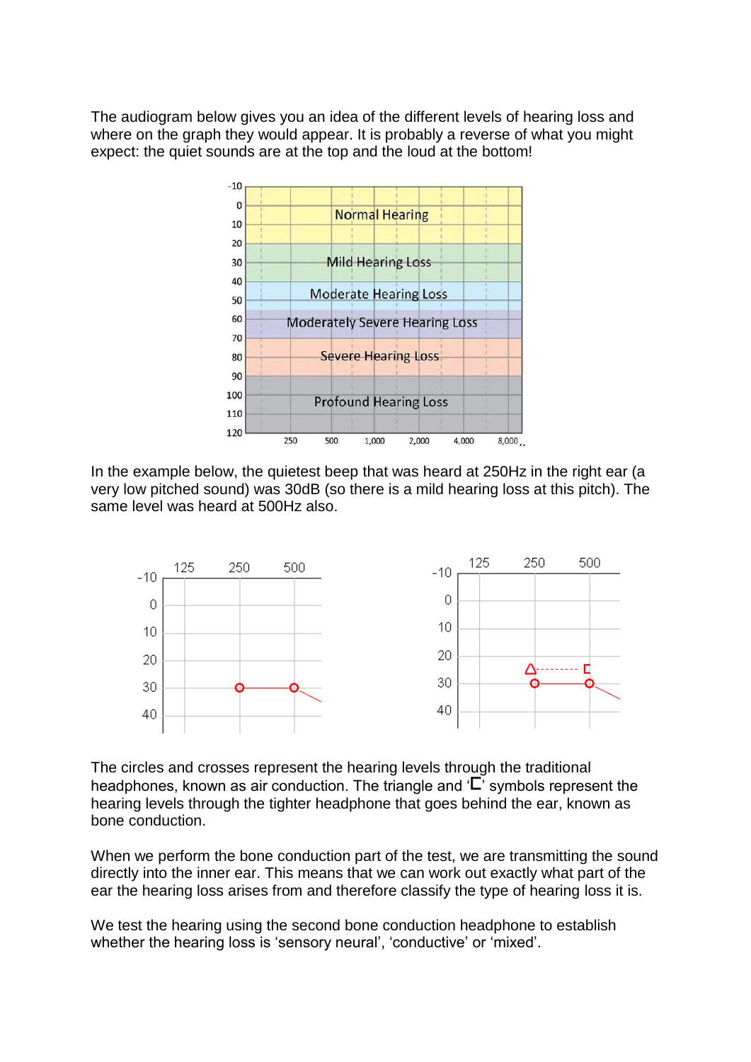The audiogram below gives you an idea of the different levels of hearing loss and where on the graph they would appear. It is probably a reverse of what you might expect: the quiet sounds are at the top and the loud at the bottom!

In the example below, the quietest beep that was heard at 250Hz in the right ear (a very low pitched sound) was 30dB (so there is a mild hearing loss at this pitch). The same level was heard at 500Hz also.

The circles and crosses represent the hearing levels through the traditional headphones, known as air conduction. The triangle and '[' symbols represent the hearing levels through the tighter headphone that goes behind the ear, known as bone conduction.

When we perform the bone conduction part of the test, we are transmitting the sound directly into the inner ear. This means that we can work out exactly what part of the ear the hearing loss arises from and therefore classify the type of hearing loss it is.

We test the hearing using the second bone conduction headphone to establish whether the hearing loss is 'sensory neural', 'conductive' or 'mixed'.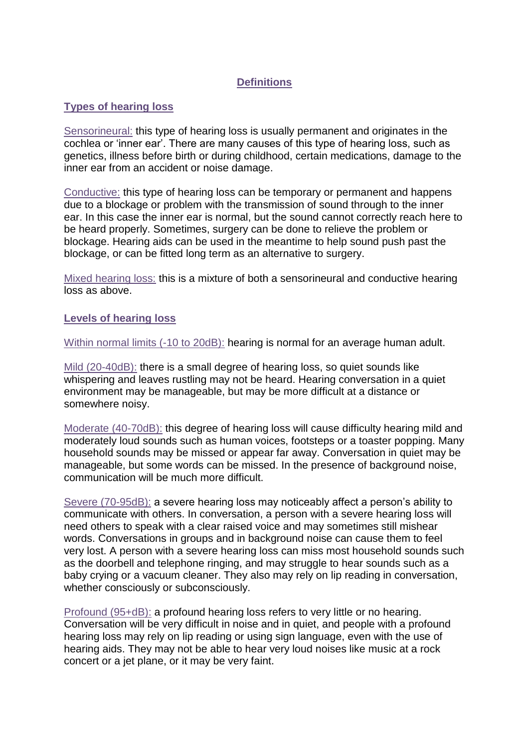# Definitions

## Types of hearing loss

Sensorineural: this type of hearing loss is usually permanent and originates in the cochlea or 'inner ear'. There are many causes of this type of hearing loss, such as genetics, illness before birth or during childhood, certain medications, damage to the inner ear from an accident or noise damage.

Conductive: this type of hearing loss can be temporary or permanent and happens due to a blockage or problem with the transmission of sound through to the inner ear. In this case the inner ear is normal, but the sound cannot correctly reach here to be heard properly. Sometimes, surgery can be done to relieve the problem or blockage. Hearing aids can be used in the meantime to help sound push past the blockage, or can be fitted long term as an alternative to surgery.

Mixed hearing loss: this is a mixture of both a sensorineural and conductive hearing loss as above.

## Levels of hearing loss

Within normal limits (-10 to 20dB): hearing is normal for an average human adult.

Mild (20-40dB): there is a small degree of hearing loss, so quiet sounds like whispering and leaves rustling may not be heard. Hearing conversation in a quiet environment may be manageable, but may be more difficult at a distance or somewhere noisy.

Moderate (40-70dB): this degree of hearing loss will cause difficulty hearing mild and moderately loud sounds such as human voices, footsteps or a toaster popping. Many household sounds may be missed or appear far away. Conversation in quiet may be manageable, but some words can be missed. In the presence of background noise, communication will be much more difficult.

Severe (70-95dB): a severe hearing loss may noticeably affect a person's ability to communicate with others. In conversation, a person with a severe hearing loss will need others to speak with a clear raised voice and may sometimes still mishear words. Conversations in groups and in background noise can cause them to feel very lost. A person with a severe hearing loss can miss most household sounds such as the doorbell and telephone ringing, and may struggle to hear sounds such as a baby crying or a vacuum cleaner. They also may rely on lip reading in conversation, whether consciously or subconsciously.

Profound (95+dB): a profound hearing loss refers to very little or no hearing. Conversation will be very difficult in noise and in quiet, and people with a profound hearing loss may rely on lip reading or using sign language, even with the use of hearing aids. They may not be able to hear very loud noises like music at a rock concert or a jet plane, or it may be very faint.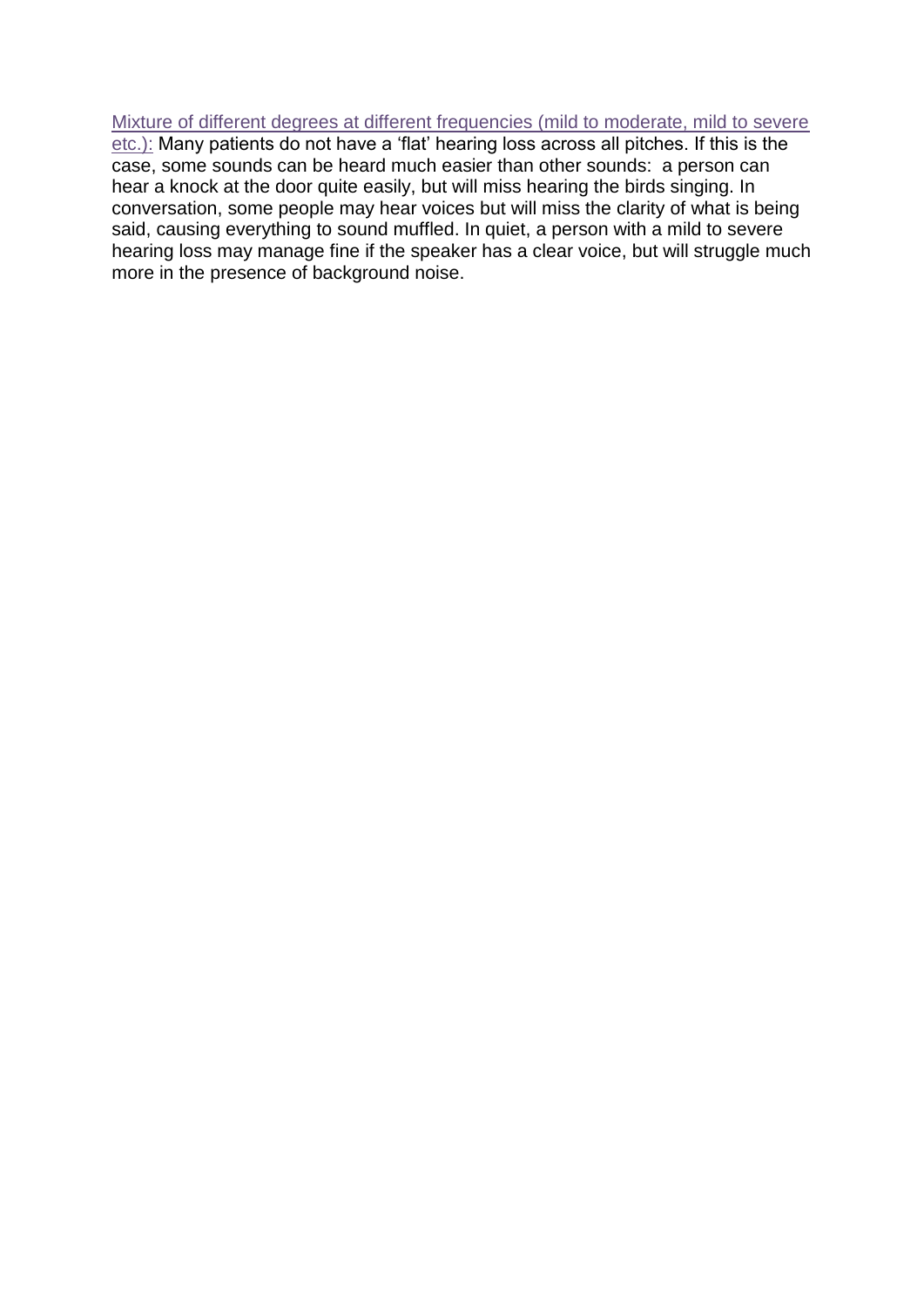Mixture of different degrees at different frequencies (mild to moderate, mild to severe etc.): Many patients do not have a 'flat' hearing loss across all pitches. If this is the case, some sounds can be heard much easier than other sounds: a person can hear a knock at the door quite easily, but will miss hearing the birds singing. In conversation, some people may hear voices but will miss the clarity of what is being said, causing everything to sound muffled. In quiet, a person with a mild to severe hearing loss may manage fine if the speaker has a clear voice, but will struggle much more in the presence of background noise.